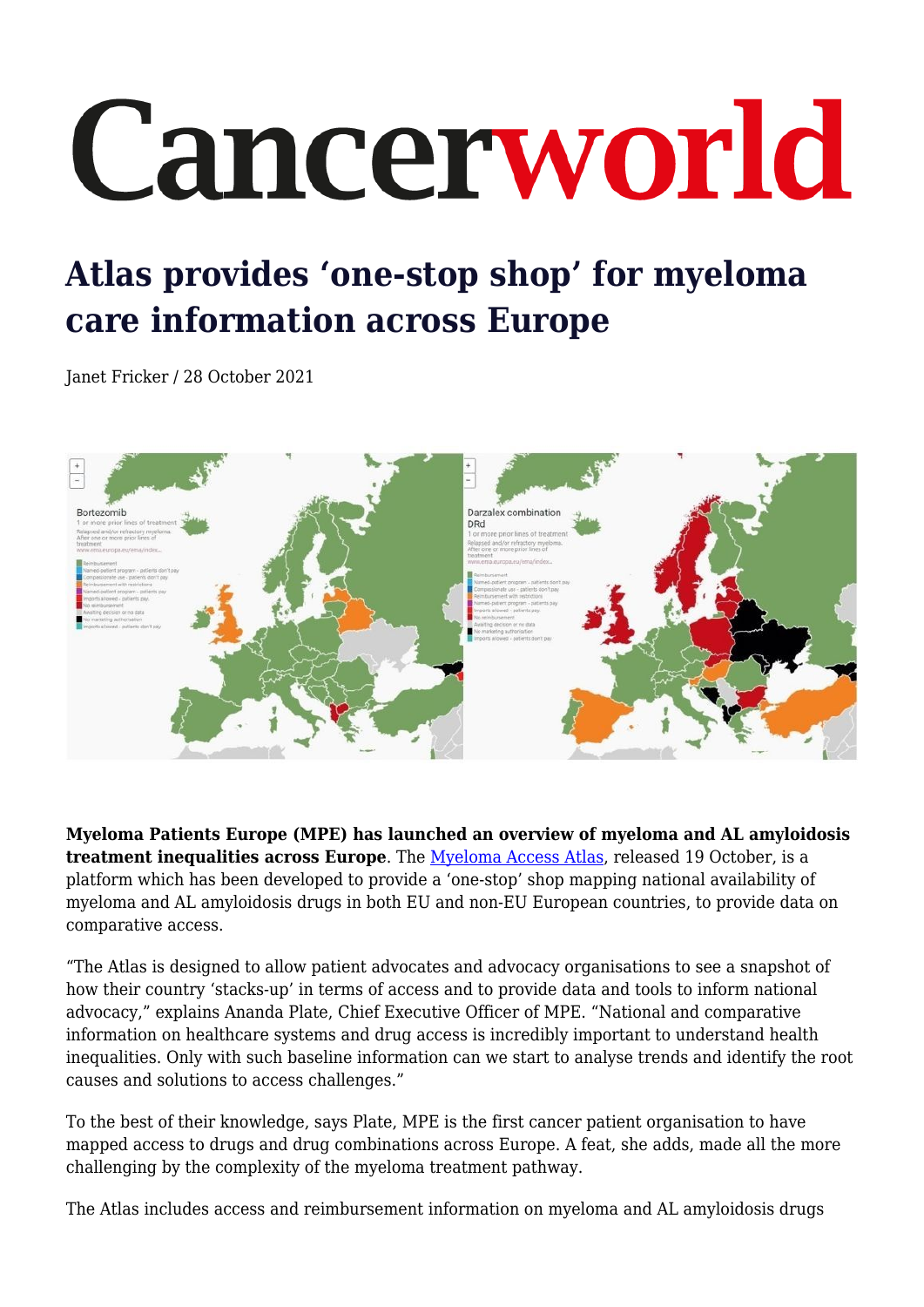# Cancerworld

## Atlas provides 'one-stop shop' for myeloma care information across Europe

Janet Fricker / 28 October 2021

**Myeloma Patients Europe (MPE) has launched an overview of myeloma and AL amyloidosis treatment inequalities across Europe**. The Myeloma Access Atlas, released 19 October, is a platform which has been developed to provide a 'one-stop' shop mapping national availability of myeloma and AL amyloidosis drugs in both EU and non-EU European countries, to provide data on comparative access.

"The Atlas is designed to allow patient advocates and advocacy organisations to see a snapshot of how their country 'stacks-up' in terms of access and to provide data and tools to inform national advocacy," explains Ananda Plate, Chief Executive Officer of MPE. "National and comparative information on healthcare systems and drug access is incredibly important to understand health inequalities. Only with such baseline information can we start to analyse trends and identify the root causes and solutions to access challenges."

To the best of their knowledge, says Plate, MPE is the first cancer patient organisation to have mapped access to drugs and drug combinations across Europe. A feat, she adds, made all the more challenging by the complexity of the myeloma treatment pathway.

The Atlas includes access and reimbursement information on myeloma and AL amyloidosis drugs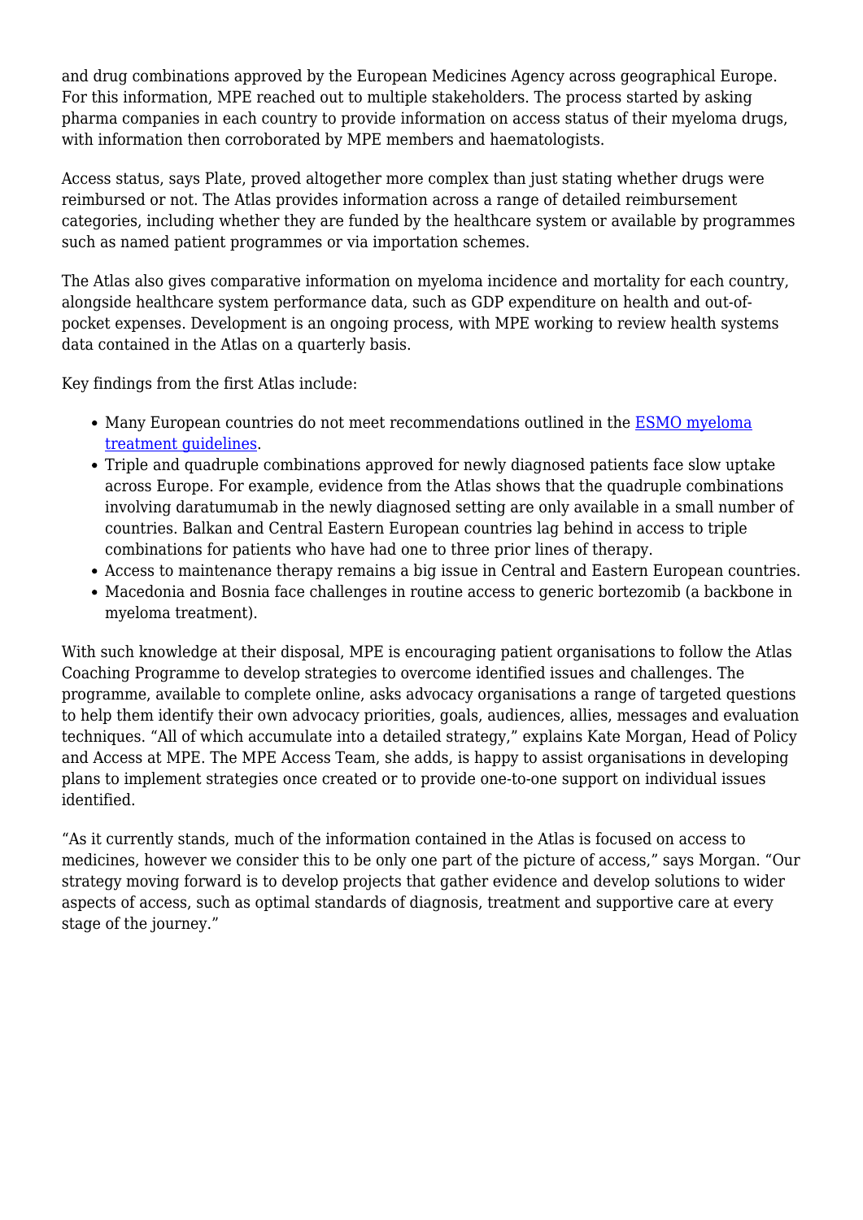and drug combinations approved by the European Medicines Agency across geographical Europe. For this information, MPE reached out to multiple stakeholders. The process started by asking pharma companies in each country to provide information on access status of their myeloma drugs, with information then corroborated by MPE members and haematologists.

Access status, says Plate, proved altogether more complex than just stating whether drugs were reimbursed or not. The Atlas provides information across a range of detailed reimbursement categories, including whether they are funded by the healthcare system or available by programmes such as named patient programmes or via importation schemes.

The Atlas also gives comparative information on myeloma incidence and mortality for each country, alongside healthcare system performance data, such as GDP expenditure on health and out-of-pocket expenses. Development is an ongoing process, with MPE working to review health systems data contained in the Atlas on a quarterly basis.

Key findings from the first Atlas include:

- Many European countries do not meet recommendations outlined in the ESMO myeloma treatment guidelines.
- Triple and quadruple combinations approved for newly diagnosed patients face slow uptake across Europe. For example, evidence from the Atlas shows that the quadruple combinations involving daratumumab in the newly diagnosed setting are only available in a small number of countries. Balkan and Central Eastern European countries lag behind in access to triple combinations for patients who have had one to three prior lines of therapy.
- Access to maintenance therapy remains a big issue in Central and Eastern European countries.
- Macedonia and Bosnia face challenges in routine access to generic bortezomib (a backbone in myeloma treatment).

With such knowledge at their disposal, MPE is encouraging patient organisations to follow the Atlas Coaching Programme to develop strategies to overcome identified issues and challenges. The programme, available to complete online, asks advocacy organisations a range of targeted questions to help them identify their own advocacy priorities, goals, audiences, allies, messages and evaluation techniques. "All of which accumulate into a detailed strategy," explains Kate Morgan, Head of Policy and Access at MPE. The MPE Access Team, she adds, is happy to assist organisations in developing plans to implement strategies once created or to provide one-to-one support on individual issues identified.

"As it currently stands, much of the information contained in the Atlas is focused on access to medicines, however we consider this to be only one part of the picture of access," says Morgan. "Our strategy moving forward is to develop projects that gather evidence and develop solutions to wider aspects of access, such as optimal standards of diagnosis, treatment and supportive care at every stage of the journey."